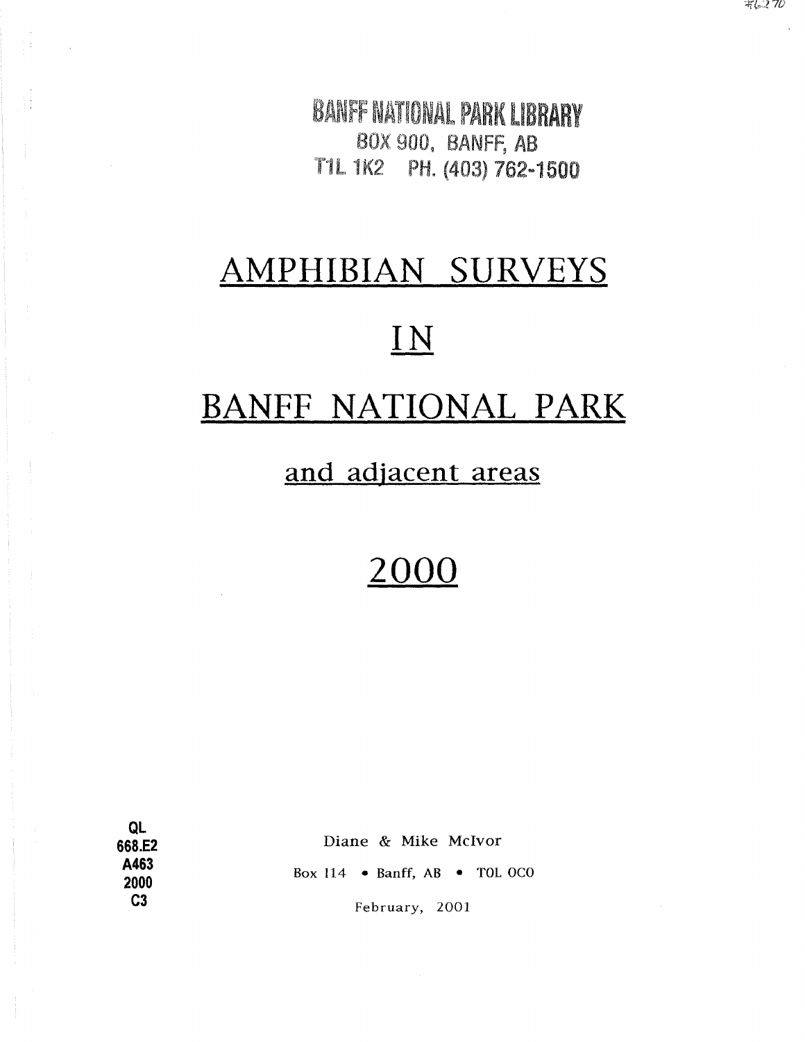BANFF NATIONAL PARK LIBRARY
BOX 900, BANFF, AB
T1L 1K2 PH. (403) 762-1500

# AMPHIBIAN SURVEYS

# IN

# BANFF NATIONAL PARK

## and adjacent areas

# 2000

QL
668.E2
A463
2000
C3

Diane & Mike McIvor

Box 114 • Banff, AB • T0L 0C0

February, 2001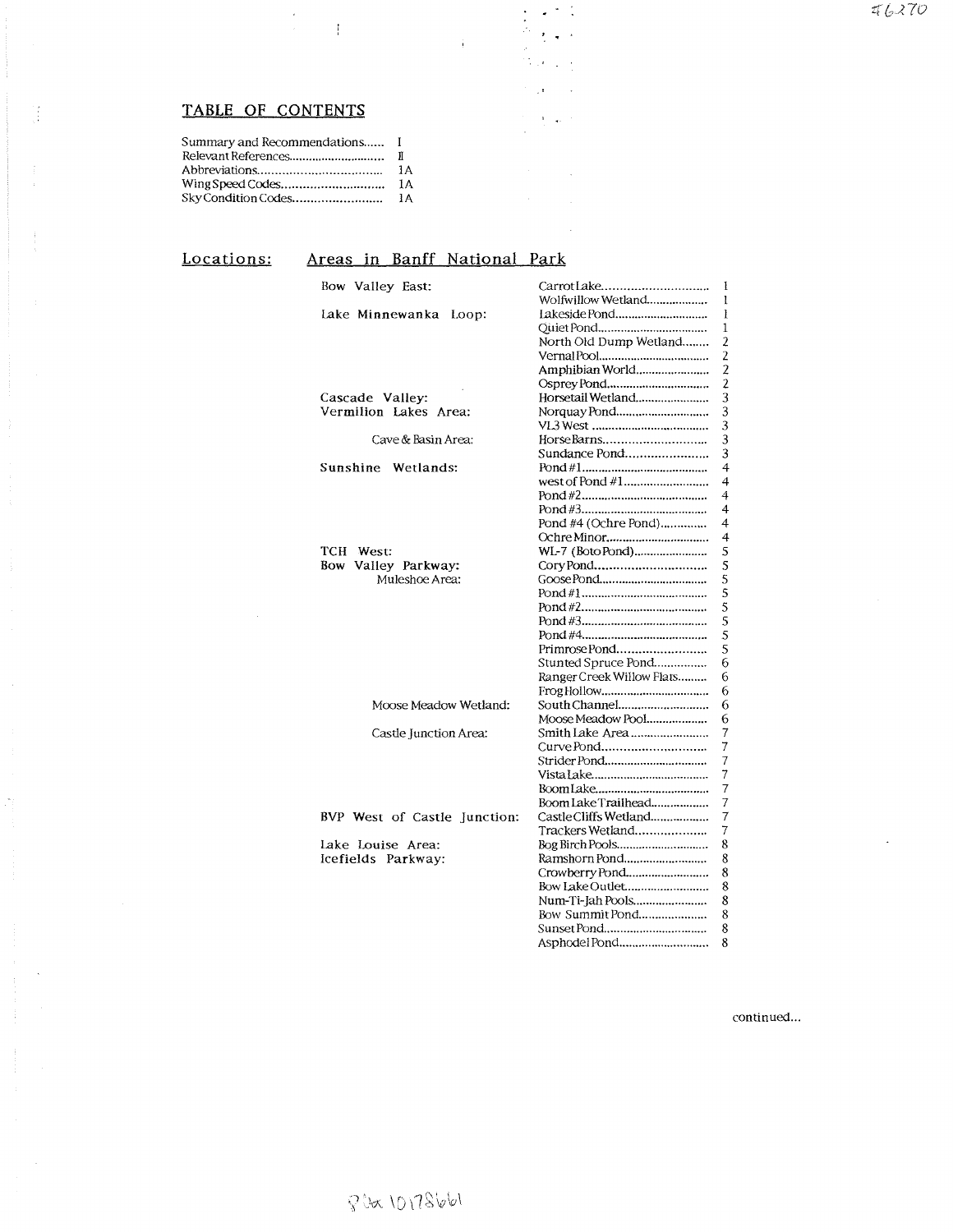## TABLE OF CONTENTS

| | |
|---|---|
| Summary and Recommendations | I |
| Relevant References | II |
| Abbreviations | 1A |
| Wing Speed Codes | 1A |
| Sky Condition Codes | 1A |

## Locations: Areas in Banff National Park

| Area | Location | Page |
|---|---|---|
| Bow Valley East: | Carrot Lake | 1 |
| | Wolfwillow Wetland | 1 |
| Lake Minnewanka Loop: | Lakeside Pond | 1 |
| | Quiet Pond | 1 |
| | North Old Dump Wetland | 2 |
| | Vernal Pool | 2 |
| | Amphibian World | 2 |
| | Osprey Pond | 2 |
| Cascade Valley: | Horsetail Wetland | 3 |
| Vermilion Lakes Area: | Norquay Pond | 3 |
| | VL3 West | 3 |
| Cave & Basin Area: | Horse Barns | 3 |
| | Sundance Pond | 3 |
| Sunshine Wetlands: | Pond #1 | 4 |
| | west of Pond #1 | 4 |
| | Pond #2 | 4 |
| | Pond #3 | 4 |
| | Pond #4 (Ochre Pond) | 4 |
| | Ochre Minor | 4 |
| TCH West: | WL-7 (Boto Pond) | 5 |
| Bow Valley Parkway: | Cory Pond | 5 |
| Muleshoe Area: | Goose Pond | 5 |
| | Pond #1 | 5 |
| | Pond #2 | 5 |
| | Pond #3 | 5 |
| | Pond #4 | 5 |
| | Primrose Pond | 5 |
| | Stunted Spruce Pond | 6 |
| | Ranger Creek Willow Flats | 6 |
| | Frog Hollow | 6 |
| Moose Meadow Wetland: | South Channel | 6 |
| | Moose Meadow Pool | 6 |
| Castle Junction Area: | Smith Lake Area | 7 |
| | Curve Pond | 7 |
| | Strider Pond | 7 |
| | Vista Lake | 7 |
| | Boom Lake | 7 |
| | Boom Lake Trailhead | 7 |
| BVP West of Castle Junction: | Castle Cliffs Wetland | 7 |
| | Trackers Wetland | 7 |
| Lake Louise Area: | Bog Birch Pools | 8 |
| Icefields Parkway: | Ramshorn Pond | 8 |
| | Crowberry Pond | 8 |
| | Bow Lake Outlet | 8 |
| | Num-Ti-Jah Pools | 8 |
| | Bow Summit Pond | 8 |
| | Sunset Pond | 8 |
| | Asphodel Pond | 8 |

continued...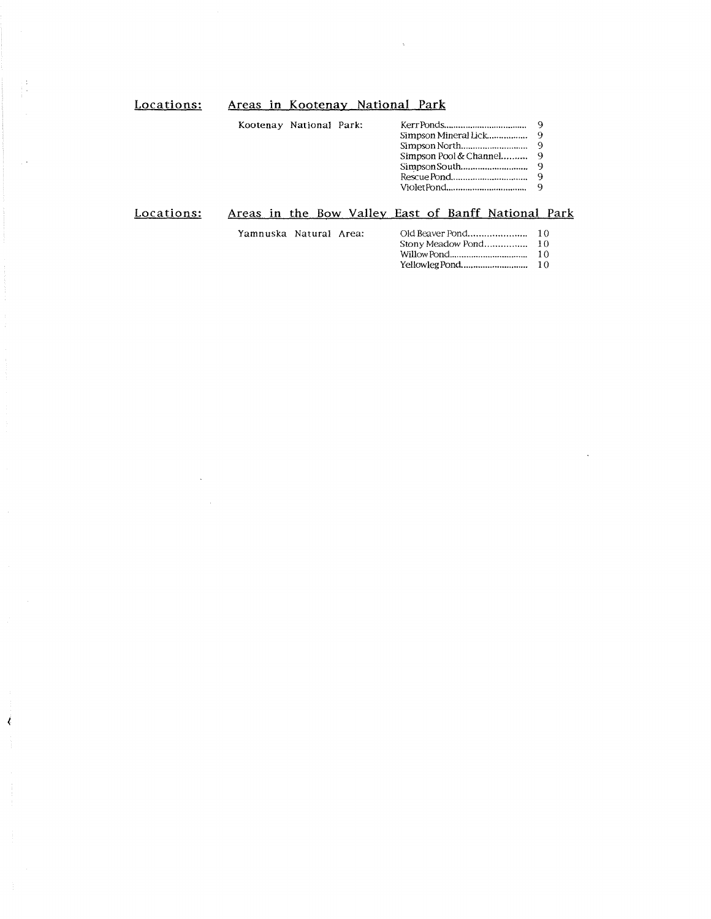**Locations:** **Areas in Kootenay National Park**

Kootenay National Park:

| | |
|---|---|
| Kerr Ponds | 9 |
| Simpson Mineral Lick | 9 |
| Simpson North | 9 |
| Simpson Pool & Channel | 9 |
| Simpson South | 9 |
| Rescue Pond | 9 |
| Violet Pond | 9 |

**Locations:** **Areas in the Bow Valley East of Banff National Park**

Yamnuska Natural Area:

| | |
|---|---|
| Old Beaver Pond | 10 |
| Stony Meadow Pond | 10 |
| Willow Pond | 10 |
| Yellowleg Pond | 10 |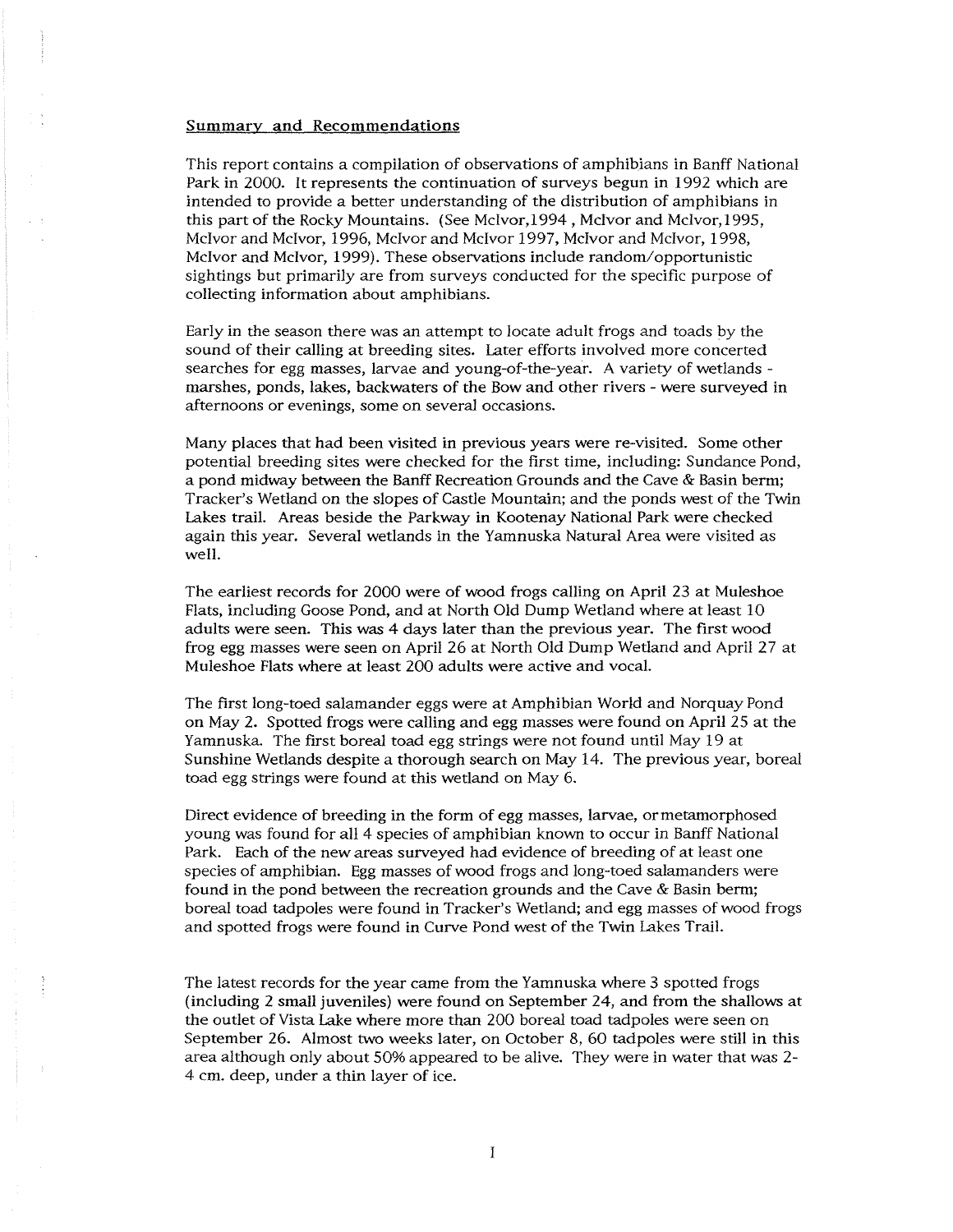## Summary and Recommendations

This report contains a compilation of observations of amphibians in Banff National Park in 2000. It represents the continuation of surveys begun in 1992 which are intended to provide a better understanding of the distribution of amphibians in this part of the Rocky Mountains. (See McIvor,1994 , McIvor and McIvor,1995, McIvor and McIvor, 1996, McIvor and McIvor 1997, McIvor and McIvor, 1998, McIvor and McIvor, 1999). These observations include random/opportunistic sightings but primarily are from surveys conducted for the specific purpose of collecting information about amphibians.

Early in the season there was an attempt to locate adult frogs and toads by the sound of their calling at breeding sites. Later efforts involved more concerted searches for egg masses, larvae and young-of-the-year. A variety of wetlands - marshes, ponds, lakes, backwaters of the Bow and other rivers - were surveyed in afternoons or evenings, some on several occasions.

Many places that had been visited in previous years were re-visited. Some other potential breeding sites were checked for the first time, including: Sundance Pond, a pond midway between the Banff Recreation Grounds and the Cave & Basin berm; Tracker's Wetland on the slopes of Castle Mountain; and the ponds west of the Twin Lakes trail. Areas beside the Parkway in Kootenay National Park were checked again this year. Several wetlands in the Yamnuska Natural Area were visited as well.

The earliest records for 2000 were of wood frogs calling on April 23 at Muleshoe Flats, including Goose Pond, and at North Old Dump Wetland where at least 10 adults were seen. This was 4 days later than the previous year. The first wood frog egg masses were seen on April 26 at North Old Dump Wetland and April 27 at Muleshoe Flats where at least 200 adults were active and vocal.

The first long-toed salamander eggs were at Amphibian World and Norquay Pond on May 2. Spotted frogs were calling and egg masses were found on April 25 at the Yamnuska. The first boreal toad egg strings were not found until May 19 at Sunshine Wetlands despite a thorough search on May 14. The previous year, boreal toad egg strings were found at this wetland on May 6.

Direct evidence of breeding in the form of egg masses, larvae, or metamorphosed young was found for all 4 species of amphibian known to occur in Banff National Park. Each of the new areas surveyed had evidence of breeding of at least one species of amphibian. Egg masses of wood frogs and long-toed salamanders were found in the pond between the recreation grounds and the Cave & Basin berm; boreal toad tadpoles were found in Tracker's Wetland; and egg masses of wood frogs and spotted frogs were found in Curve Pond west of the Twin Lakes Trail.

The latest records for the year came from the Yamnuska where 3 spotted frogs (including 2 small juveniles) were found on September 24, and from the shallows at the outlet of Vista Lake where more than 200 boreal toad tadpoles were seen on September 26. Almost two weeks later, on October 8, 60 tadpoles were still in this area although only about 50% appeared to be alive. They were in water that was 2-4 cm. deep, under a thin layer of ice.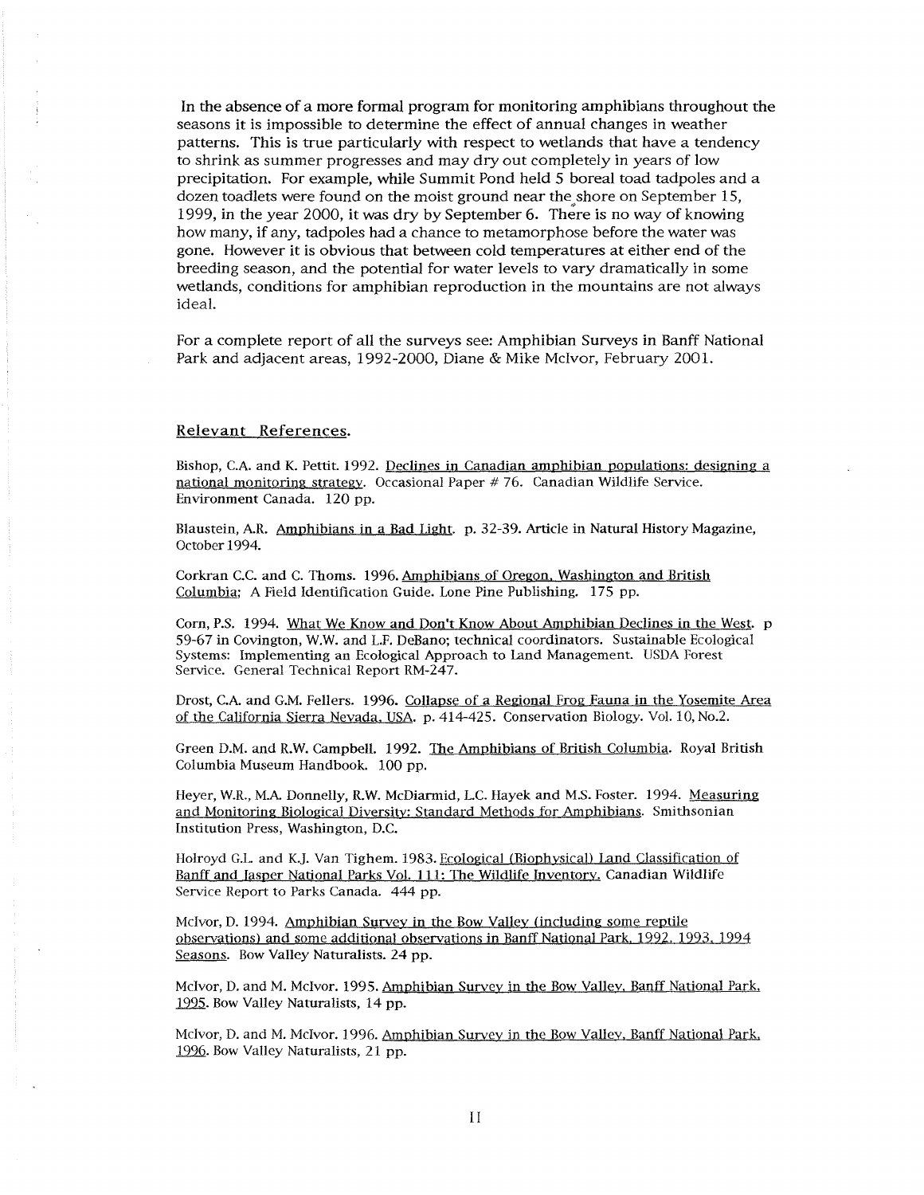In the absence of a more formal program for monitoring amphibians throughout the seasons it is impossible to determine the effect of annual changes in weather patterns. This is true particularly with respect to wetlands that have a tendency to shrink as summer progresses and may dry out completely in years of low precipitation. For example, while Summit Pond held 5 boreal toad tadpoles and a dozen toadlets were found on the moist ground near the shore on September 15, 1999, in the year 2000, it was dry by September 6. There is no way of knowing how many, if any, tadpoles had a chance to metamorphose before the water was gone. However it is obvious that between cold temperatures at either end of the breeding season, and the potential for water levels to vary dramatically in some wetlands, conditions for amphibian reproduction in the mountains are not always ideal.

For a complete report of all the surveys see: Amphibian Surveys in Banff National Park and adjacent areas, 1992-2000, Diane & Mike McIvor, February 2001.

## Relevant References.

Bishop, C.A. and K. Pettit. 1992. Declines in Canadian amphibian populations: designing a national monitoring strategy. Occasional Paper # 76. Canadian Wildlife Service. Environment Canada. 120 pp.

Blaustein, A.R. Amphibians in a Bad Light. p. 32-39. Article in Natural History Magazine, October 1994.

Corkran C.C. and C. Thoms. 1996. Amphibians of Oregon, Washington and British Columbia; A Field Identification Guide. Lone Pine Publishing. 175 pp.

Corn, P.S. 1994. What We Know and Don't Know About Amphibian Declines in the West. p 59-67 in Covington, W.W. and L.F. DeBano; technical coordinators. Sustainable Ecological Systems: Implementing an Ecological Approach to Land Management. USDA Forest Service. General Technical Report RM-247.

Drost, C.A. and G.M. Fellers. 1996. Collapse of a Regional Frog Fauna in the Yosemite Area of the California Sierra Nevada, USA. p. 414-425. Conservation Biology. Vol. 10, No.2.

Green D.M. and R.W. Campbell. 1992. The Amphibians of British Columbia. Royal British Columbia Museum Handbook. 100 pp.

Heyer, W.R., M.A. Donnelly, R.W. McDiarmid, L.C. Hayek and M.S. Foster. 1994. Measuring and Monitoring Biological Diversity: Standard Methods for Amphibians. Smithsonian Institution Press, Washington, D.C.

Holroyd G.L. and K.J. Van Tighem. 1983. Ecological (Biophysical) Land Classification of Banff and Jasper National Parks Vol. 111: The Wildlife Inventory. Canadian Wildlife Service Report to Parks Canada. 444 pp.

McIvor, D. 1994. Amphibian Survey in the Bow Valley (including some reptile observations) and some additional observations in Banff National Park, 1992, 1993, 1994 Seasons. Bow Valley Naturalists. 24 pp.

McIvor, D. and M. McIvor. 1995. Amphibian Survey in the Bow Valley, Banff National Park, 1995. Bow Valley Naturalists, 14 pp.

McIvor, D. and M. McIvor. 1996. Amphibian Survey in the Bow Valley, Banff National Park, 1996. Bow Valley Naturalists, 21 pp.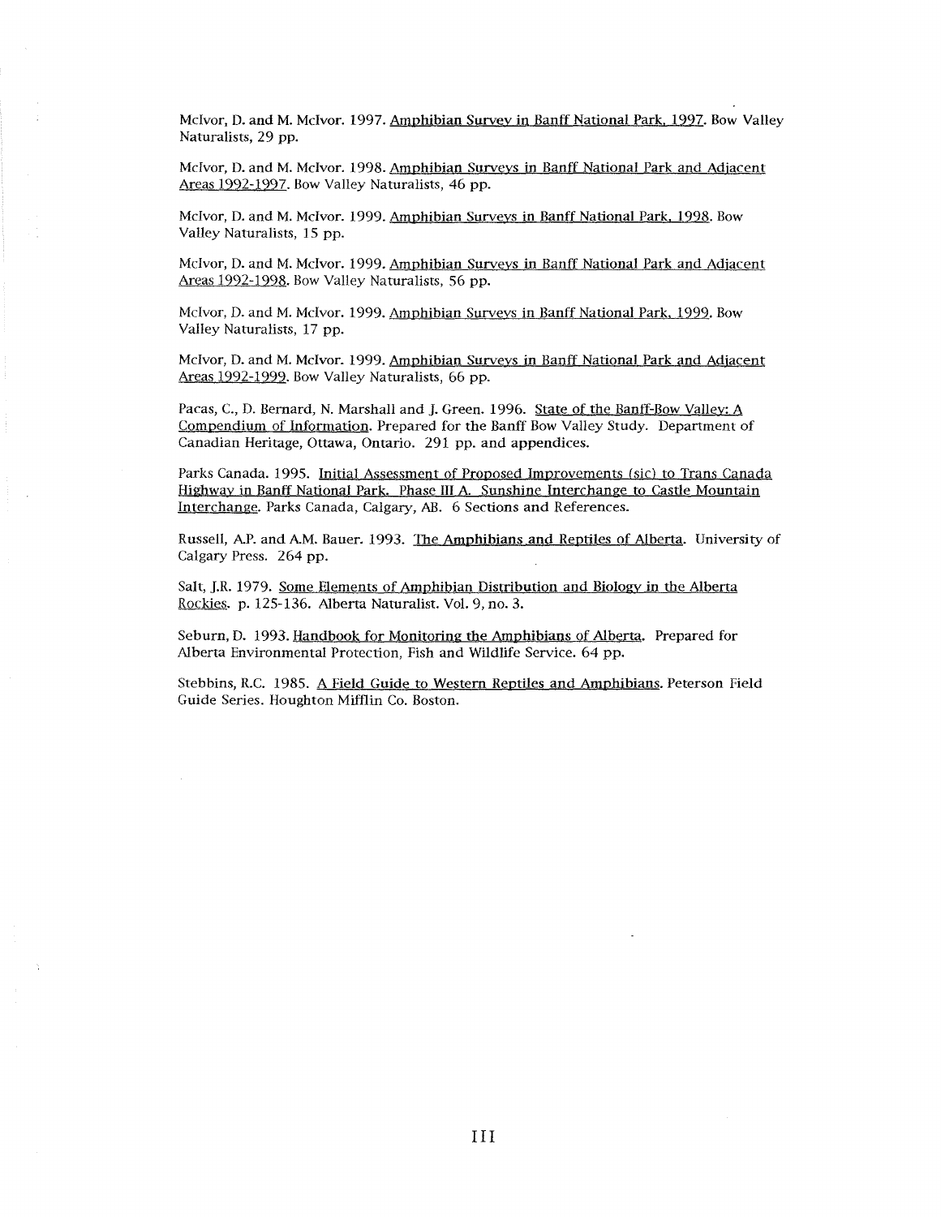McIvor, D. and M. McIvor. 1997. Amphibian Survey in Banff National Park, 1997. Bow Valley Naturalists, 29 pp.

McIvor, D. and M. McIvor. 1998. Amphibian Surveys in Banff National Park and Adjacent Areas 1992-1997. Bow Valley Naturalists, 46 pp.

McIvor, D. and M. McIvor. 1999. Amphibian Surveys in Banff National Park, 1998. Bow Valley Naturalists, 15 pp.

McIvor, D. and M. McIvor. 1999. Amphibian Surveys in Banff National Park and Adjacent Areas 1992-1998. Bow Valley Naturalists, 56 pp.

McIvor, D. and M. McIvor. 1999. Amphibian Surveys in Banff National Park, 1999. Bow Valley Naturalists, 17 pp.

McIvor, D. and M. McIvor. 1999. Amphibian Surveys in Banff National Park and Adjacent Areas 1992-1999. Bow Valley Naturalists, 66 pp.

Pacas, C., D. Bernard, N. Marshall and J. Green. 1996. State of the Banff-Bow Valley: A Compendium of Information. Prepared for the Banff Bow Valley Study. Department of Canadian Heritage, Ottawa, Ontario. 291 pp. and appendices.

Parks Canada. 1995. Initial Assessment of Proposed Improvements (sic) to Trans Canada Highway in Banff National Park. Phase III A. Sunshine Interchange to Castle Mountain Interchange. Parks Canada, Calgary, AB. 6 Sections and References.

Russell, A.P. and A.M. Bauer. 1993. The Amphibians and Reptiles of Alberta. University of Calgary Press. 264 pp.

Salt, J.R. 1979. Some Elements of Amphibian Distribution and Biology in the Alberta Rockies. p. 125-136. Alberta Naturalist. Vol. 9, no. 3.

Seburn, D. 1993. Handbook for Monitoring the Amphibians of Alberta. Prepared for Alberta Environmental Protection, Fish and Wildlife Service. 64 pp.

Stebbins, R.C. 1985. A Field Guide to Western Reptiles and Amphibians. Peterson Field Guide Series. Houghton Mifflin Co. Boston.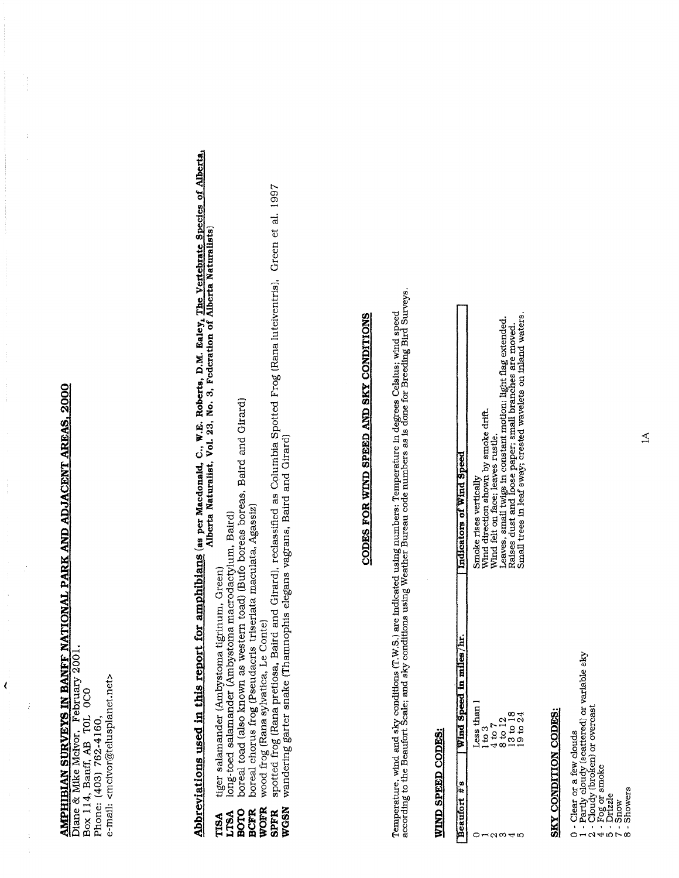## AMPHIBIAN SURVEYS IN BANFF NATIONAL PARK AND ADJACENT AREAS, 2000

Diane & Mike McIvor, February 2001,
Box 114, Banff, AB T0L 0C0
Phone: (403) 762-4160,
e-mail: <mcivor@telusplanet.net>

## Abbreviations used in this report for amphibians

(as per Macdonald, C., W.E. Roberts, D.M. Ealey, **The Vertebrate Species of Alberta, Alberta Naturalist, Vol. 23, No. 3, Federation of Alberta Naturalists**)

**TISA** tiger salamander (Ambystoma tigrinum, Green)
**LTSA** long-toed salamander (Ambystoma macrodactylum, Baird)
**BOTO** boreal toad (also known as western toad) (Bufo boreas boreas, Baird and Girard)
**BCFR** boreal chorus frog (Pseudacris triseriata maculata, Agassiz)
**WOFR** wood frog (Rana sylvatica, Le Conte)
**SPFR** spotted frog (Rana pretiosa, Baird and Girard), reclassified as Columbia Spotted Frog (Rana luteiventris), Green et al. 1997
**WGSN** wandering garter snake (Thamnophis elegans vagrans, Baird and Girard)

## CODES FOR WIND SPEED AND SKY CONDITIONS

Temperature, wind and sky conditions (T.W.S.) are indicated using numbers: Temperature in degrees Celsius; wind speed according to the Beaufort Scale; and sky conditions using Weather Bureau code numbers as is done for Breeding Bird Surveys.

### WIND SPEED CODES:

| Beaufort #'s | Wind Speed in miles/hr. | Indicators of Wind Speed |
|---|---|---|
| 0 | Less than 1 | Smoke rises vertically |
| 1 | 1 to 3 | Wind direction shown by smoke drift. |
| 2 | 4 to 7 | Wind felt on face; leaves rustle. |
| 3 | 8 to 12 | Leaves, small twigs in constant motion; light flag extended. |
| 4 | 13 to 18 | Raises dust and loose paper; small branches are moved. |
| 5 | 19 to 24 | Small trees in leaf sway; crested wavelets on inland waters. |

### SKY CONDITION CODES:

0 - Clear or a few clouds
1 - Partly cloudy (scattered) or variable sky
2 - Cloudy (broken) or overcast
4 - Fog or smoke
5 - Drizzle
7 - Snow
8 - Showers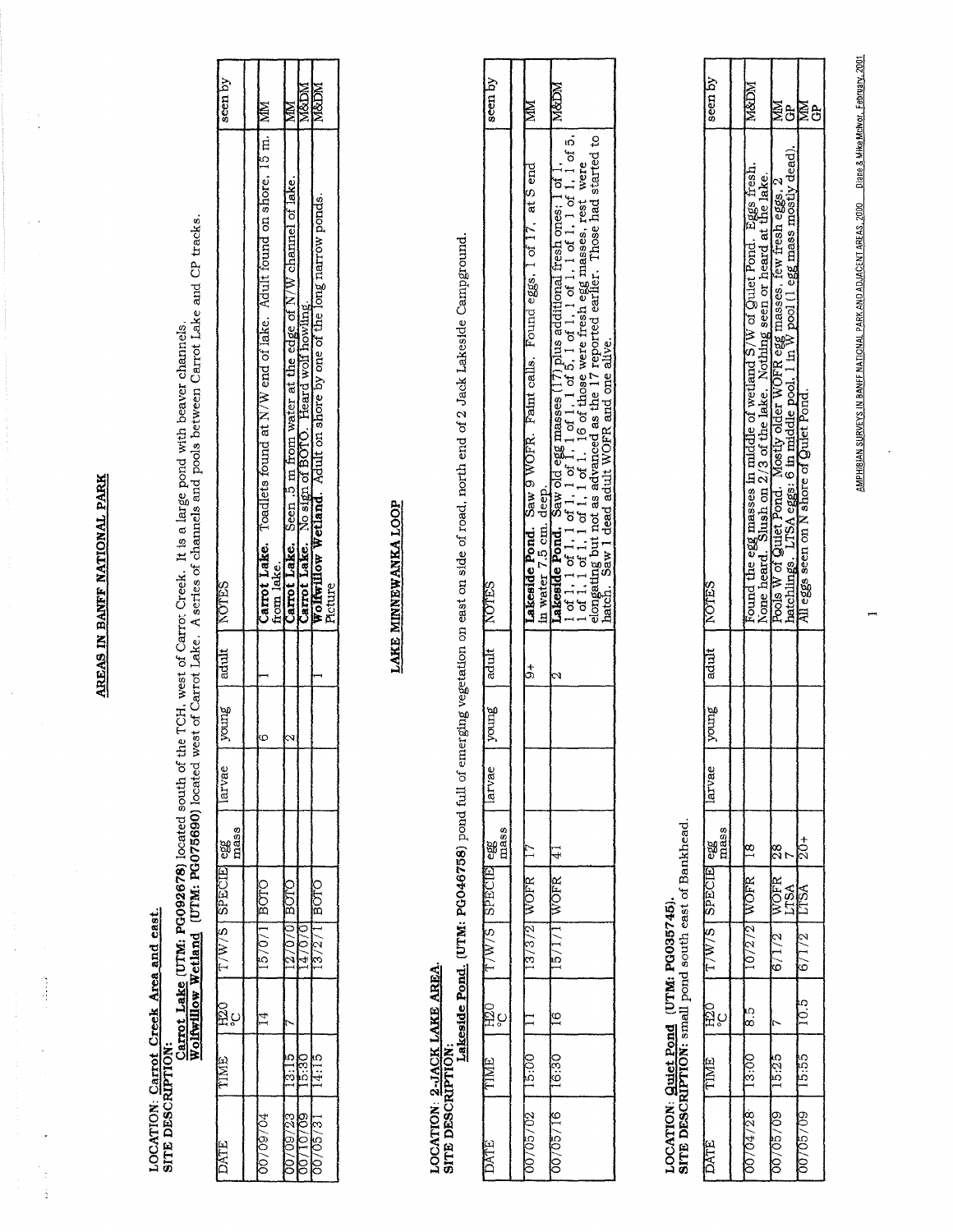## AREAS IN BANFF NATIONAL PARK

**LOCATION: Carrot Creek Area and east.**
**SITE DESCRIPTION:**
**Carrot Lake (UTM: PG092678)** located south of the TCH, west of Carrot Creek. It is a large pond with beaver channels.
**Wolfwillow Wetland (UTM: PG075690)** located west of Carrot Lake. A series of channels and pools between Carrot Lake and CP tracks.

| DATE | TIME | H20 °C | T/W/S | SPECIE | egg mass | larvae | young | adult | NOTES | seen by |
|---|---|---|---|---|---|---|---|---|---|---|
| 00/09/04 | | 14 | 15/0/1 | BOTO | | | 6 | 1 | **Carrot Lake.** Toadlets found at N/W end of lake. Adult found on shore, 15 m. from lake. | MM |
| 00/09/23 | 13:15 | 7 | 12/0/0 | BOTO | | | 2 | | **Carrot Lake.** Seen .5 m from water at the edge of N/W channel of lake. | MM |
| 00/10/09 | 15:30 | | 14/0/0 | | | | | | **Carrot Lake.** No sign of BOTO. Heard wolf howling. | M&DM |
| 00/05/31 | 14:15 | | 13/2/1 | BOTO | | | | 1 | **Wolfwillow Wetland.** Adult on shore by one of the long narrow ponds. Picture | M&DM |

## LAKE MINNEWANKA LOOP

**LOCATION: 2-JACK LAKE AREA.**
**SITE DESCRIPTION:**
**Lakeside Pond. (UTM: PG046758)** pond full of emerging vegetation on east on side of road, north end of 2 Jack Lakeside Campground.

| DATE | TIME | H20 °C | T/W/S | SPECIE | egg mass | larvae | young | adult | NOTES | seen by |
|---|---|---|---|---|---|---|---|---|---|---|
| 00/05/02 | 15:00 | 11 | 13/3/2 | WOFR | 17 | | | 9+ | **Lakeside Pond.** Saw 9 WOFR. Faint calls. Found eggs, 1 of 17, at S end in water 7.5 cm. deep. | MM |
| 00/05/16 | 16:30 | 16 | 15/1/1 | WOFR | 41 | | | 2 | **Lakeside Pond.** Saw old egg masses (17) plus additional fresh ones: 1 of 1, 1 of 1, 1 of 1, 1 of 1, 1 of 1, 1 of 5, 1 of 1, 1 of 1, 1 of 1, 1 of 5, 1 of 1, 1 of 1, 1 of 1. 16 of those were fresh egg masses, rest were elongating but not as advanced as the 17 reported earlier. Those had started to hatch. Saw 1 dead adult WOFR and one alive. | M&DM |

**LOCATION: Quiet Pond (UTM: PG035745).**
**SITE DESCRIPTION:** small pond south east of Bankhead.

| DATE | TIME | H20 °C | T/W/S | SPECIE | egg mass | larvae | young | adult | NOTES | seen by |
|---|---|---|---|---|---|---|---|---|---|---|
| 00/04/28 | 13:00 | 8.5 | 10/2/2 | WOFR | 18 | | | | Found the egg masses in middle of wetland S/W of Quiet Pond. Eggs fresh. None heard. Slush on 2/3 of the lake. Nothing seen or heard at the lake. | M&DM |
| 00/05/09 | 15:25 | 7 | 6/1/2 | WOFR<br>LTSA | 28<br>7 | | | | Pools W of Quiet Pond. Mostly older WOFR egg masses, few fresh eggs, 2 hatchlings. LTSA eggs: 6 in middle pool, 1 in W pool (1 egg mass mostly dead). | MM<br>GP |
| 00/05/09 | 15:55 | 10.5 | 6/1/2 | LTSA | 20+ | | | | All eggs seen on N shore of Quiet Pond. | MM<br>GP |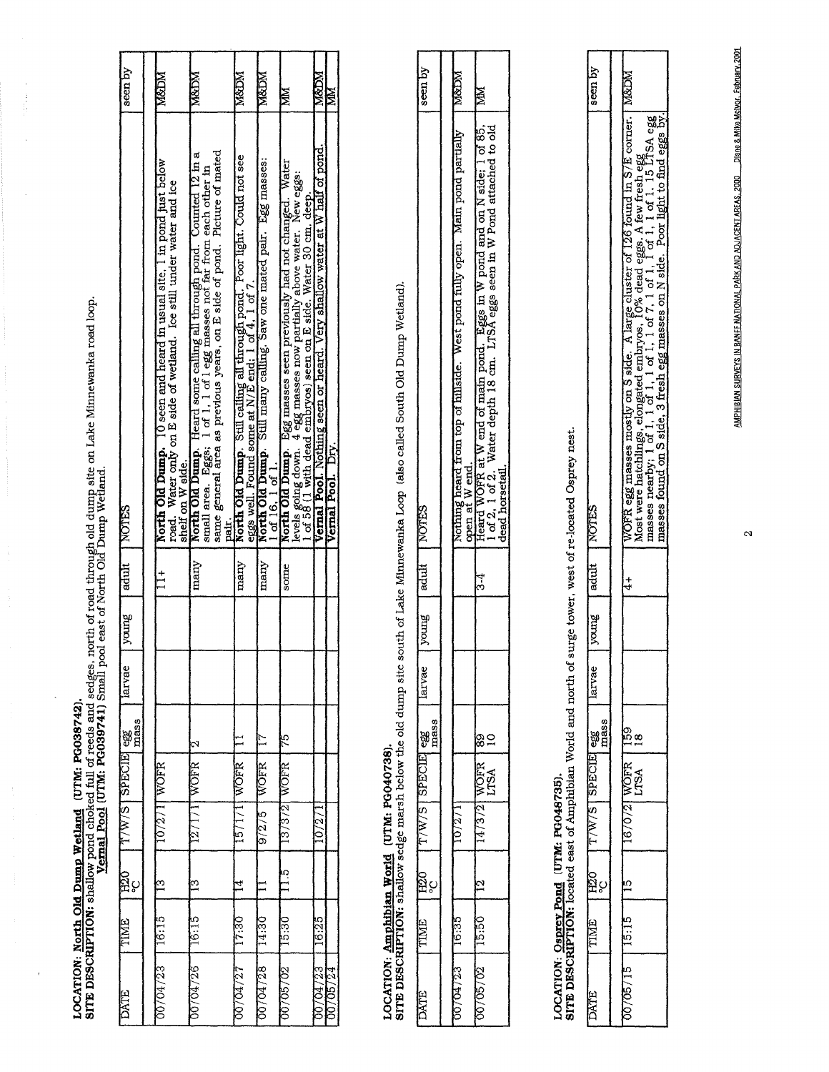**LOCATION: North Old Dump Wetland (UTM: PG038742).**
**SITE DESCRIPTION:** shallow pond choked full of reeds and sedges, north of road through old dump site on Lake Minnewanka road loop.
**Vernal Pool** (**UTM: PG039741**) Small pool east of North Old Dump Wetland.

| DATE | TIME | H2O °C | T/W/S | SPECIE | egg mass | larvae | young | adult | NOTES | seen by |
|---|---|---|---|---|---|---|---|---|---|---|
| 00/04/23 | 16:15 | 13 | 10/2/1 | WOFR | | | | 11+ | **North Old Dump.** 10 seen and heard in usual site, 1 in pond just below road. Water only on E side of wetland. Ice still under water and ice shelf on W side. | M&DM |
| 00/04/26 | 16:15 | 13 | 12/1/1 | WOFR | 2 | | | many | **North Old Dump.** Heard some calling all through pond. Counted 12 in a small area. Eggs; 1 of 1, 1 of 1 egg masses not far from each other in same general area as previous years, on E side of pond. Picture of mated pair. | M&DM |
| 00/04/27 | 17:30 | 14 | 15/1/1 | WOFR | 11 | | | many | **North Old Dump.** Still calling all through pond. Poor light. Could not see eggs well. Found some at N/E end; 1 of 4, 1 of 7. | M&DM |
| 00/04/28 | 14:30 | 11 | 9/2/5 | WOFR | 17 | | | many | **North Old Dump.** Still many calling. Saw one mated pair. Egg masses: 1 of 16, 1 of 1. | M&DM |
| 00/05/02 | 15:30 | 11.5 | 13/3/2 | WOFR | 75 | | | some | **North Old Dump.** Egg masses seen previously had not changed. Water levels going down. 4 egg masses now partially above water. New eggs: 1 of 58 (1 with dead embryos) seen on E side. Water 30 cm. deep. | MM |
| 00/04/23 | 16:25 | | 10/2/1 | | | | | | **Vernal Pool.** Nothing seen or heard. Very shallow water at W half of pond. | M&DM |
| 00/05/24 | | | | | | | | | **Vernal Pool.** Dry. | MM |

**LOCATION: Amphibian World (UTM: PG040738).**
**SITE DESCRIPTION:** shallow sedge marsh below the old dump site south of Lake Minnewanka Loop (also called South Old Dump Wetland).

| DATE | TIME | H2O °C | T/W/S | SPECIE | egg mass | larvae | young | adult | NOTES | seen by |
|---|---|---|---|---|---|---|---|---|---|---|
| 00/04/23 | 16:35 | | 10/2/1 | | | | | | Nothing heard from top of hillside. West pond fully open. Main pond partially open at W end. | M&DM |
| 00/05/02 | 15:50 | 12 | 14/3/2 | WOFR<br>LTSA | 89<br>10 | | | 3-4 | Heard WOFR at W end of main pond. Eggs in W pond and on N side; 1 of 85, 1 of 2, 1 of 2. Water depth 18 cm. LTSA eggs seen in W Pond attached to old dead horsetail. | MM |

**LOCATION: Osprey Pond (UTM: PG048735).**
**SITE DESCRIPTION:** located east of Amphibian World and north of surge tower, west of re-located Osprey nest.

| DATE | TIME | H2O °C | T/W/S | SPECIE | egg mass | larvae | young | adult | NOTES | seen by |
|---|---|---|---|---|---|---|---|---|---|---|
| 00/05/15 | 15:15 | 15 | 16/0/2 | WOFR<br>LTSA | 159<br>18 | | | 4+ | WOFR egg masses mostly on S side. A large cluster of 126 found in S/E corner. Most were hatchlings, elongated embryos, 10% dead eggs. A few fresh egg masses nearby; 1 of 1, 1 of 1, 1 of 1, 1 of 7, 1 of 1, 1 of 1, 1 of 1. 15 LTSA egg masses found on S side, 3 fresh egg masses on N side. Poor light to find eggs by. | M&DM |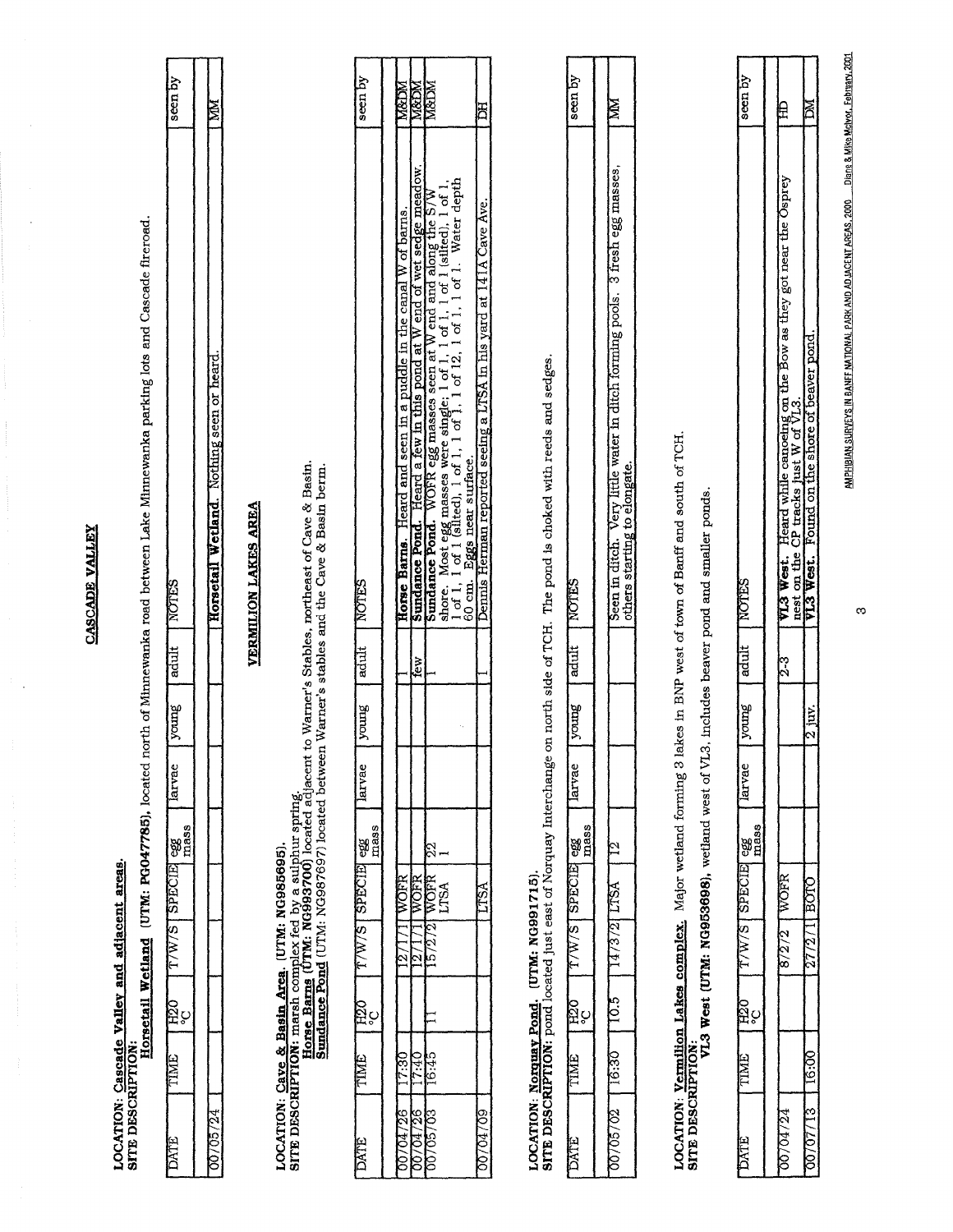## CASCADE VALLEY

**LOCATION: Cascade Valley and adjacent areas.**
**SITE DESCRIPTION:**
**Horsetail Wetland (UTM: PG047785)**, located north of Minnewanka road between Lake Minnewanka parking lots and Cascade fireroad.

| DATE | TIME | H20 °C | T/W/S | SPECIE | egg mass | larvae | young | adult | NOTES | seen by |
|---|---|---|---|---|---|---|---|---|---|---|
| 00/05/24 | | | | | | | | | **Horsetail Wetland.** Nothing seen or heard. | MM |

## VERMILION LAKES AREA

**LOCATION: Cave & Basin Area. (UTM: NG985695).**
**SITE DESCRIPTION:** marsh complex fed by a sulphur spring.
**Horse Barns (UTM: NG993700)** located adjacent to Warner's Stables, northeast of Cave & Basin.
**Sundance Pond** (UTM: NG987697) located between Warner's stables and the Cave & Basin berm.

| DATE | TIME | H20 °C | T/W/S | SPECIE | egg mass | larvae | young | adult | NOTES | seen by |
|---|---|---|---|---|---|---|---|---|---|---|
| 00/04/26 | 17:30 | | 12/1/1 | WOFR | | | | 1 | **Horse Barns.** Heard and seen in a puddle in the canal W of barns. | M&DM |
| 00/04/26 | 17:40 | | 12/1/1 | WOFR | | | | few | **Sundance Pond.** Heard a few in this pond at W end of wet sedge meadow. | M&DM |
| 00/05/03 | 16:45 | 11 | 15/2/2 | WOFR<br>LTSA | 22<br>1 | | | 1 | **Sundance Pond.** WOFR egg masses seen at W end and along the S/W shore. Most egg masses were single; 1 of 1, 1 of 1, 1 of 1 (silted), 1 of 1, 1 of 1 (silted), 1 of 1, 1 of 1, 1 of 12, 1 of 1, 1 of 1. Water depth 60 cm. Eggs near surface. | M&DM |
| 00/04/09 | | | | LTSA | | | | 1 | Dennis Herman reported seeing a LTSA in his yard at 141A Cave Ave. | DH |

**LOCATION: Norquay Pond. (UTM: NG991715).**
**SITE DESCRIPTION:** pond located just east of Norquay Interchange on north side of TCH. The pond is choked with reeds and sedges.

| DATE | TIME | H20 °C | T/W/S | SPECIE | egg mass | larvae | young | adult | NOTES | seen by |
|---|---|---|---|---|---|---|---|---|---|---|
| 00/05/02 | 16:30 | 10.5 | 14/3/2 | LTSA | 12 | | | | Seen in ditch. Very little water in ditch forming pools. 3 fresh egg masses, others starting to elongate. | MM |

**LOCATION: Vermilion Lakes complex.** Major wetland forming 3 lakes in BNP west of town of Banff and south of TCH.
**SITE DESCRIPTION:**
**VL3 West (UTM: NG953698)**, wetland west of VL3, includes beaver pond and smaller ponds.

| DATE | TIME | H20 °C | T/W/S | SPECIE | egg mass | larvae | young | adult | NOTES | seen by |
|---|---|---|---|---|---|---|---|---|---|---|
| 00/04/24 | | | 8/2/2 | WOFR | | | | 2-3 | **VL3 West.** Heard while canoeing on the Bow as they got near the Osprey nest on the CP tracks just W of VL3. | HD |
| 00/07/13 | 16:00 | | 27/2/1 | BOTO | | | 2 juv. | | **VL3 West.** Found on the shore of beaver pond. | DM |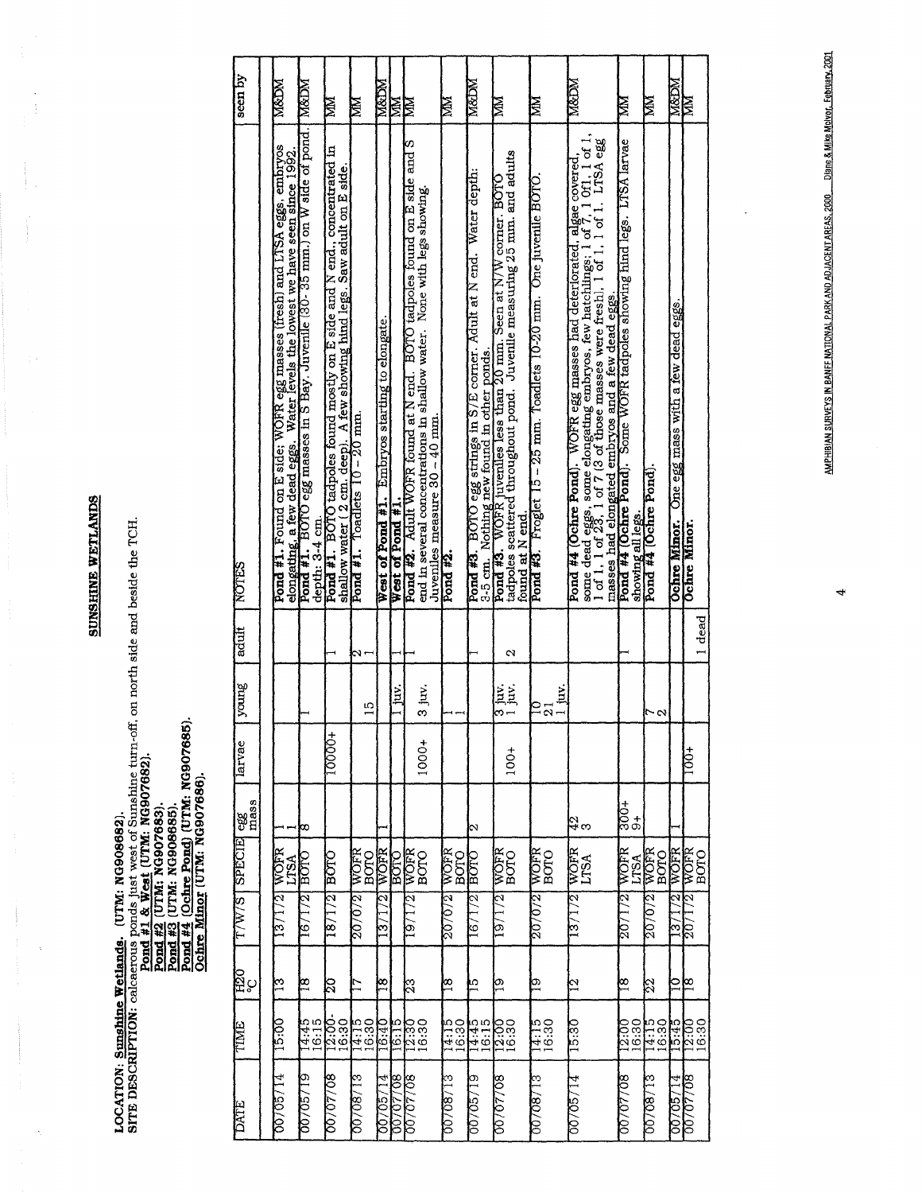## SUNSHINE WETLANDS

**LOCATION: Sunshine Wetlands. (UTM: NG908682).**
**SITE DESCRIPTION:** calcareous ponds just west of Sunshine turn-off, on north side and beside the TCH.
**Pond #1 & West** (UTM: NG907682).
**Pond #2** (UTM: NG907683).
**Pond #3** (UTM: NG908685).
**Pond #4 (Ochre Pond)** (UTM: NG907685).
**Ochre Minor** (UTM: NG907686).

| DATE | TIME | H20 °C | T/W/S | SPECIE | egg mass | larvae | young | adult | NOTES | seen by |
|---|---|---|---|---|---|---|---|---|---|---|
| 00/05/14 | 15:00 | 13 | 13/1/2 | WOFR<br>LTSA | 1<br>1 | | | | **Pond #1.** Found on E side; WOFR egg masses (fresh) and LTSA eggs, embryos elongating, a few dead eggs. Water levels the lowest we have seen since 1992. | M&DM |
| 00/05/19 | 14:45<br>16:15 | 18 | 16/1/2 | BOTO | 8 | | 1 | | **Pond #1.** BOTO egg masses in S Bay. Juvenile (30- 35 mm.) on W side of pond. depth: 3-4 cm. | M&DM |
| 00/07/08 | 12:00-<br>16:30 | 20 | 18/1/2 | BOTO | | 10000+ | | 1 | **Pond #1.** BOTO tadpoles found mostly on E side and N end., concentrated in shallow water ( 2 cm. deep). A few showing hind legs. Saw adult on E side. | MM |
| 00/08/13 | 14:15<br>16:30 | 17 | 20/0/2 | WOFR<br>BOTO | | | 15 | 2<br>1 | **Pond #1.** Toadlets 10 – 20 mm. | MM |
| 00/05/14 | 16:40 | 18 | 13/1/2 | WOFR | 1 | | | | **West of Pond #1.** Embryos starting to elongate. | M&DM |
| 00/07/08 | 16:15 | | | BOTO | | | 1 juv. | 1 | **West of Pond #1.** | MM |
| 00/07/08 | 12:30<br>16:30 | 23 | 19/1/2 | WOFR<br>BOTO | | 1000+ | 3 juv. | 1 | **Pond #2.** Adult WOFR found at N end. BOTO tadpoles found on E side and S end in several concentrations in shallow water. None with legs showing. Juveniles measure 30 – 40 mm. | MM |
| 00/08/13 | 14:15<br>16:30 | 18 | 20/0/2 | WOFR<br>BOTO | | | 1<br>1 | | **Pond #2.** | MM |
| 00/05/19 | 14:45<br>16:15 | 15 | 16/1/2 | BOTO | 2 | | | 1 | **Pond #3.** BOTO egg strings in S/E corner. Adult at N end. Water depth: 3-5 cm. Nothing new found in other ponds. | M&DM |
| 00/07/08 | 12:00<br>16:30 | 19 | 19/1/2 | WOFR<br>BOTO | | 100+ | 3 juv.<br>1 juv. | 2 | **Pond #3.** WOFR juveniles less than 20 mm. Seen at N/W corner. BOTO tadpoles scattered throughout pond. Juvenile measuring 25 mm. and adults found at N end. | MM |
| 00/08/13 | 14:15<br>16:30 | 19 | 20/0/2 | WOFR<br>BOTO | | | 10<br>21<br>1 juv. | | **Pond #3.** Froglet 15 – 25 mm. Toadlets 10-20 mm. One juvenile BOTO. | MM |
| 00/05/14 | 15:30 | 12 | 13/1/2 | WOFR<br>LTSA | 42<br>3 | | | | **Pond #4 (Ochre Pond).** WOFR egg masses had deteriorated, algae covered, some dead eggs, some elongating embryos, few hatchlings; 1 of 7, 1 0f1, 1 of 1, 1 of 1, 1 of 23, 1 of 7 (3 of those masses were fresh), 1 of 1, 1 of 1. LTSA egg masses had elongated embryos and a few dead eggs. | M&DM |
| 00/07/08 | 12:00<br>16:30 | 18 | 20/1/2 | WOFR<br>LTSA | 300+<br>9+ | | | 1 | **Pond #4 (Ochre Pond).** Some WOFR tadpoles showing hind legs. LTSA larvae showing all legs. | MM |
| 00/08/13 | 14:15<br>16:30 | 22 | 20/0/2 | WOFR<br>BOTO | | | 7<br>2 | | **Pond #4 (Ochre Pond).** | MM |
| 00/05/14 | 15:45 | 10 | 13/1/2 | WOFR | 1 | | | | **Ochre Minor.** One egg mass with a few dead eggs. | M&DM |
| 00/07/08 | 12:00<br>16:30 | 18 | 20/1/2 | WOFR<br>BOTO | | 100+ | | 1 dead | **Ochre Minor.** | MM |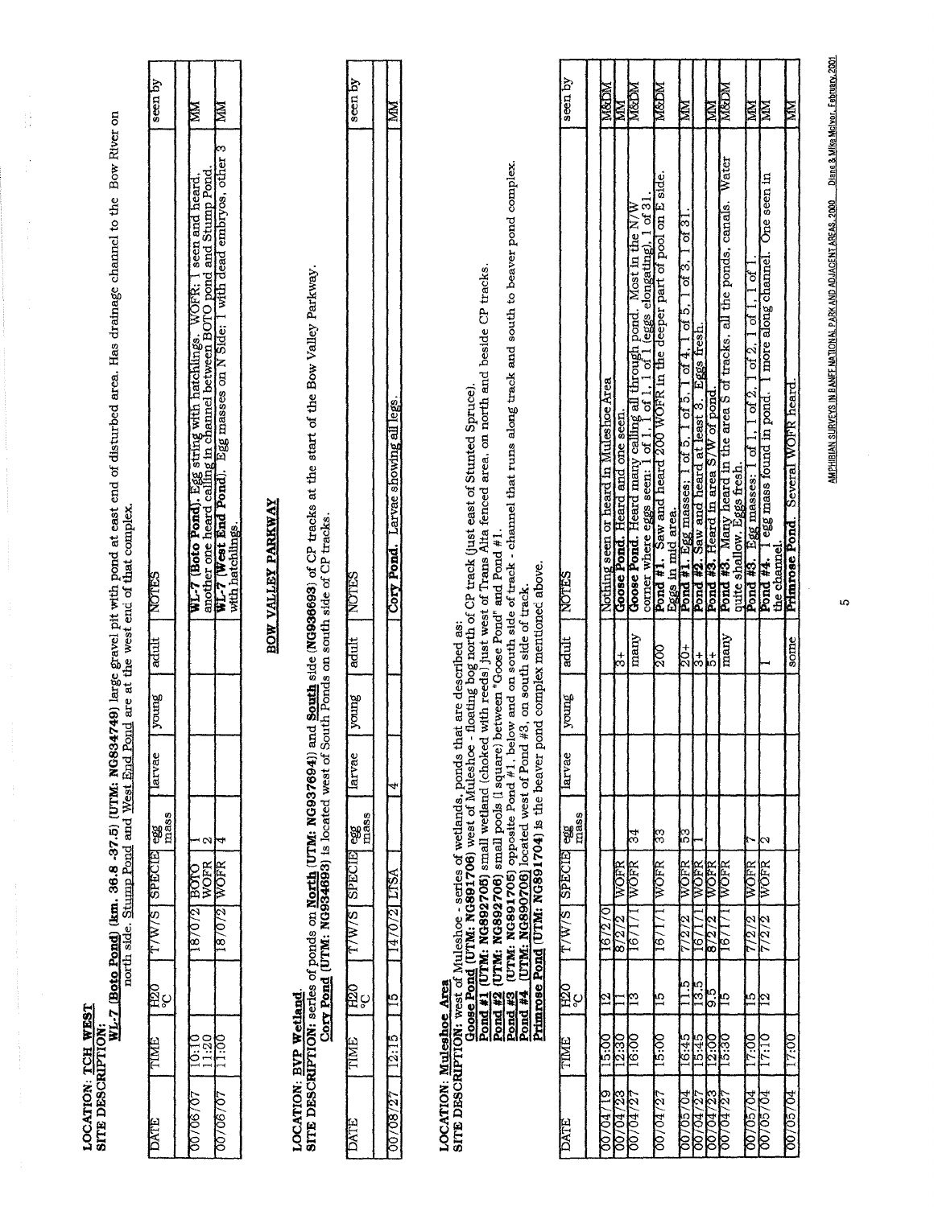**LOCATION: TCH WEST**
**SITE DESCRIPTION:**
**WL-7 (Boto Pond) (km. 36.8 -37.5) (UTM: NG834749)** large gravel pit with pond at east end of disturbed area. Has drainage channel to the Bow River on north side. Stump Pond and West End Pond are at the west end of that complex.

| DATE | TIME | H20 °C | T/W/S | SPECIE | egg mass | larvae | young | adult | NOTES | seen by |
|---|---|---|---|---|---|---|---|---|---|---|
| 00/06/07 | 10:10 11:20 | | 18/0/2 | BOTO WOFR | 1 2 | | | | **WL-7 (Boto Pond).** Egg string with hatchlings. WOFR; 1 seen and heard, another one heard calling in channel between BOTO pond and Stump Pond. | MM |
| 00/06/07 | 11:00 | | 18/0/2 | WOFR | 4 | | | | **WL-7 (West End Pond).** Egg masses on N Side; 1 with dead embryos, other 3 with hatchlings. | MM |

## BOW VALLEY PARKWAY

**LOCATION: BVP Wetland**
**SITE DESCRIPTION:** series of ponds on **North (UTM: NG937694)** and **South** side **(NG936693)** of CP tracks at the start of the Bow Valley Parkway. Cory Pond **(UTM: NG934693)** is located west of South Ponds on south side of CP tracks.

| DATE | TIME | H20 °C | T/W/S | SPECIE | egg mass | larvae | young | adult | NOTES | seen by |
|---|---|---|---|---|---|---|---|---|---|---|
| 00/08/27 | 12:15 | 15 | 14/0/2 | LTSA | | 4 | | | **Cory Pond.** Larvae showing all legs. | MM |

**LOCATION: Muleshoe Area**
**SITE DESCRIPTION:** west of Muleshoe - series of wetlands, ponds that are described as:
**Goose Pond (UTM: NG891706)** west of Muleshoe - floating bog north of CP track (just east of Stunted Spruce).
**Pond #1 (UTM: NG892705)** small wetland (choked with reeds) just west of Trans Alta fenced area, on north and beside CP tracks.
**Pond #2 (UTM: NG892706)** small pools (1 square) between "Goose Pond" and Pond #1.
**Pond #3 (UTM: NG891705)** opposite Pond #1, below and on south side of track - channel that runs along track and south to beaver pond complex.
**Pond #4 (UTM: NG890706)** located west of Pond #3, on south side of track.
**Primrose Pond (UTM: NG891704)** is the beaver pond complex mentioned above.

| DATE | TIME | H20 °C | T/W/S | SPECIE | egg mass | larvae | young | adult | NOTES | seen by |
|---|---|---|---|---|---|---|---|---|---|---|
| 00/04/19 | 15:00 | 12 | 16/2/0 | | | | | | Nothing seen or heard in Muleshoe Area | M&DM |
| 00/04/23 | 12:30 | 11 | 8/2/2 | WOFR | | | | 3+ | **Goose Pond.** Heard and one seen. | MM |
| 00/04/27 | 16:00 | 13 | 16/1/1 | WOFR | 34 | | | many | **Goose Pond.** Heard many calling all through pond. Most in the N/W corner where eggs seen: 1 of 1, 1 of 1, 1 of 1 (eggs elongating), 1 of 31. | M&DM |
| 00/04/27 | 15:00 | 15 | 16/1/1 | WOFR | 33 | | | 200 | **Pond #1.** Saw and heard 200 WOFR in the deeper part of pool on E side. Eggs in mid area. | M&DM |
| 00/05/04 | 16:45 | 11.5 | 7/2/2 | WOFR | 53 | | | 20+ | **Pond #1.** Egg masses: 1 of 5, 1 of 5, 1 of 4, 1 of 5, 1 of 3, 1 of 31. | MM |
| 00/04/27 | 15:45 | 13.5 | 16/1/1 | WOFR | 1 | | | 3+ | **Pond #2.** Saw and heard at least 3. Eggs fresh. | |
| 00/04/23 | 12:00 | 9.5 | 8/2/2 | WOFR | | | | 5+ | **Pond #3.** Heard in area S/W of pond. | MM |
| 00/04/27 | 15:30 | 15 | 16/1/1 | WOFR | | | | many | **Pond #3.** Many heard in the area S of tracks, all the ponds, canals. Water quite shallow. Eggs fresh. | M&DM |
| 00/05/04 | 17:00 | 15 | 7/2/2 | WOFR | 7 | | | | **Pond #3.** Egg masses: 1 of 1, 1 of 2, 1 of 2, 1 of 1, 1 of 1. | MM |
| 00/05/04 | 17:10 | 12 | 7/2/2 | WOFR | 2 | | | 1 | **Pond #4.** 1 egg mass found in pond. 1 more along channel. One seen in the channel. | MM |
| 00/05/04 | 17:00 | | | | | | | some | **Primrose Pond.** Several WOFR heard. | MM |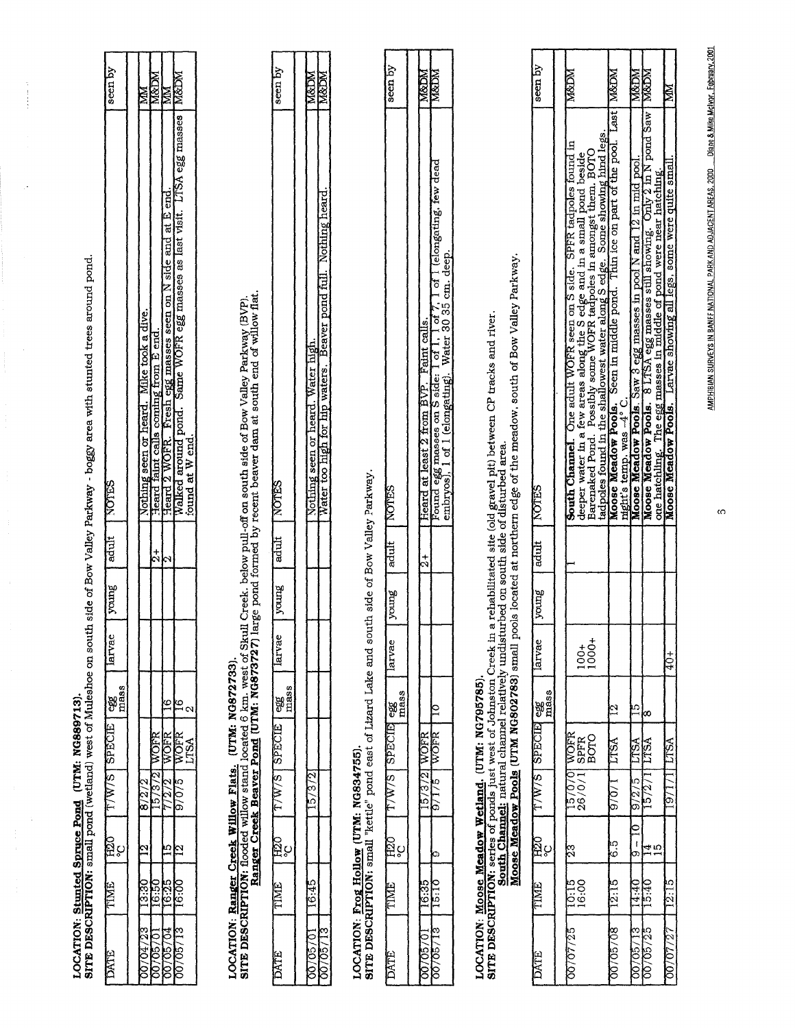**LOCATION:** **Stunted Spruce Pond** (UTM: NG889713).
**SITE DESCRIPTION:** small pond (wetland) west of Muleshoe on south side of Bow Valley Parkway - boggy area with stunted trees around pond.

| DATE | TIME | H20 °C | T/W/S | SPECIE | egg mass | larvae | young | adult | NOTES | seen by |
|---|---|---|---|---|---|---|---|---|---|---|
| 00/04/23 | 13:30 | 12 | 8/2/2 | | | | | | Nothing seen or heard. Mike took a dive. | MM |
| 00/05/01 | 16:50 | | 15/3/2 | WOFR | | | | 2+ | Heard faint calls coming from E end. | M&DM |
| 00/05/04 | 16:25 | 15 | 7/2/2 | WOFR | 16 | | | 2 | Heard 2 WOFR. Fresh egg masses seen on N side and at E end. | MM |
| 00/05/13 | 16:00 | 12 | 9/0/5 | WOFR<br>LTSA | 16<br>2 | | | | Walked around pond. Same WOFR egg masses as last visit. LTSA egg masses found at W end. | M&DM |

**LOCATION:** **Ranger Creek Willow Flats.** (UTM: NG872733).
**SITE DESCRIPTION:** flooded willow stand located 6 km. west of Skull Creek. below pull-off on south side of Bow Valley Parkway (BVP).
**Ranger Creek Beaver Pond** (UTM: NG873727) large pond formed by recent beaver dam at south end of willow flat.

| DATE | TIME | H20 °C | T/W/S | SPECIE | egg mass | larvae | young | adult | NOTES | seen by |
|---|---|---|---|---|---|---|---|---|---|---|
| 00/05/01 | 16:45 | | 15/3/2 | | | | | | Nothing seen or heard. Water high. | M&DM |
| 00/05/13 | | | | | | | | | Water too high for hip waters. Beaver pond full. Nothing heard. | M&DM |

**LOCATION:** **Frog Hollow** (UTM: NG834755).
**SITE DESCRIPTION:** small "kettle" pond east of Lizard Lake and south side of Bow Valley Parkway.

| DATE | TIME | H20 °C | T/W/S | SPECIE | egg mass | larvae | young | adult | NOTES | seen by |
|---|---|---|---|---|---|---|---|---|---|---|
| 00/05/01 | 16:35 | | 15/3/2 | WOFR | | | | 2+ | Heard at least 2 from BVP. Faint calls. | M&DM |
| 00/05/13 | 15:10 | 9 | 9/1/5 | WOFR | 10 | | | | Found egg masses on S side: 1 of 1, 1 of 7, 1 of 1 (elongating, few dead embryos), 1 of 1 (elongating). Water 30 35 cm. deep. | M&DM |

**LOCATION:** **Moose Meadow Wetland.** (UTM: NG795785).
**SITE DESCRIPTION:** series of ponds just west of Johnston Creek in a rehabilitated site (old gravel pit) between CP tracks and river.
**South Channel:** natural channel relatively undisturbed on south side of disturbed area.
**Moose Meadow Pools** (UTM NG802783) small pools located at northern edge of the meadow, south of Bow Valley Parkway.

| DATE | TIME | H20 °C | T/W/S | SPECIE | egg mass | larvae | young | adult | NOTES | seen by |
|---|---|---|---|---|---|---|---|---|---|---|
| 00/07/25 | 10:15<br>16:00 | 23 | 15/0/0<br>26/0/1 | WOFR<br>SPFR<br>BOTO | | <br>100+<br>1000+ | | 1 | **South Channel.** One adult WOFR seen on S side. SPFR tadpoles found in deeper water in a few areas along the S edge and in a small pond beside Barenaked Pond. Possibly some WOFR tadpoles in amongst them. BOTO tadpoles found in the shallowest water along S edge. Some showing hind legs. | M&DM |
| 00/05/08 | 12:15 | 6.5 | 9/0/1 | LTSA | 12 | | | | **Moose Meadow Pools.** Seen in middle pond. Thin ice on part of the pool. Last night's temp. was -4° C. | M&DM |
| 00/05/13 | 14:40 | 9 - 10 | 9/2/5 | LTSA | 15 | | | | **Moose Meadow Pools.** Saw 3 egg masses in pool N and 12 in mid pool. | M&DM |
| 00/05/25 | 15:40 | 14<br>15 | 15/2/1 | LTSA | 8 | | | | **Moose Meadow Pools.** 8 LTSA egg masses still showing. Only 2 in N pond Saw one hatchling. The egg masses in middle of pond were near hatching. | M&DM |
| 00/07/27 | 12:15 | | 19/1/1 | LTSA | | 40+ | | | **Moose Meadow Pools.** Larvae showing all legs, some were quite small. | MM |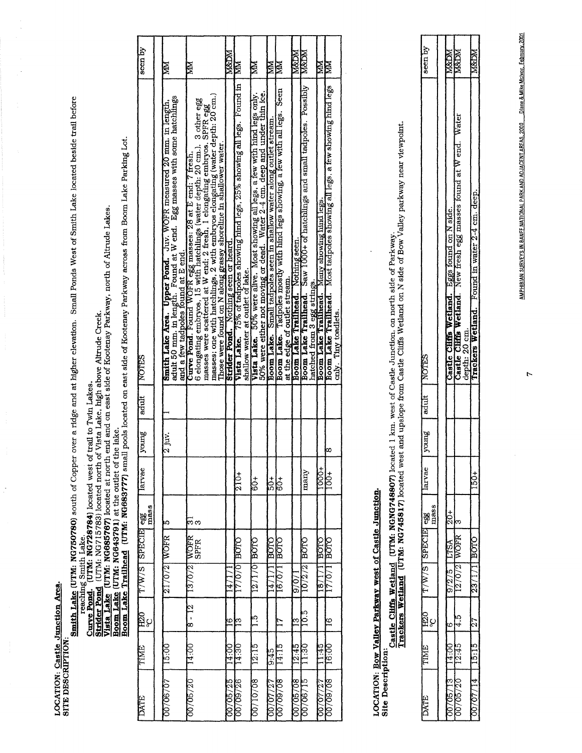**LOCATION: Castle Junction Area.**
**SITE DESCRIPTION:**

**Smith Lake (UTM: NG750780)** south of Copper over a ridge and at higher elevation. Small Ponds West of Smith Lake located beside trail before reaching Smith Lake.
**Curve Pond. (UTM: NG728784)** located west of trail to Twin Lakes.
**Strider Pond** (UTM: NG715783) located north of Vista Lake, high above Altrude Creek.
**Vista Lake (UTM: NG685767)** located at north end and on east side of Kootenay Parkway, north of Altrude Lakes.
**Boom Lake (UTM: NG643791)** at the outlet of the lake.
**Boom Lake Trailhead (UTM: NG683777)** small pools located on east side of Kootenay Parkway across from Boom Lake Parking Lot.

| DATE | TIME | H20 °C | T/W/S | SPECIE | egg mass | larvae | young | adult | NOTES | seen by |
|---|---|---|---|---|---|---|---|---|---|---|
| 00/06/07 | 15:00 | | 21/0/2 | WOFR | 5 | | 2 juv. | 1 | **Smith Lake Area. Upper Pond.** Juv. WOFR measured 20 mm. in length, adult 50 mm. in length. Found at W end. Egg masses with some hatchlings and a few tadpoles found at E end. | MM |
| 00/05/20 | 14:00 | 8 - 12 | 13/0/2 | WOFR<br>SPFR | 31<br>3 | | | | **Curve Pond.** Found WOFR egg masses: 28 at E end: 7 fresh, 6 elongating embryos, 15 with hatchlings (water depth: 20 cm.). 3 other egg masses were scattered at W end: 2 fresh, 1 elongating embryos. SPFR egg masses; one with hatchlings, 2 with embryos elongating (water depth: 20 cm.) Those were found on N along grassy shoreline in shallower water. | MM |
| 00/05/25 | 14:00 | 16 | 14/1/1 | | | | | | **Strider Pond.** Nothing seen or heard. | M&DM |
| 00/09/26 | 14:30 | 13 | 17/0/0 | BOTO | | 210+ | | | **Vista Lake.** 75% of tadpoles showing hind legs, 25% showing all legs. Found in shallow water at outlet of lake. | MM |
| 00/10/08 | 12:15 | 1.5 | 12/1/0 | BOTO | | 60+ | | | **Vista Lake.** 50% were alive. Most showing all legs, a few with hind legs only. 50% were either not moving or dead. Water 2-4 cm. deep and under thin ice. | MM |
| 00/07/27 | 9:45 | | 14/1/1 | BOTO | | 50+ | | | **Boom Lake.** Small tadpoles seen in shallow water along outlet stream. | MM |
| 00/09/08 | 14:15 | 17 | 16/0/1 | BOTO | | 60+ | | | **Boom Lake.** Tadpoles mostly with hind legs showing, a few with all legs. Seen at the edge of outlet stream. | MM |
| 00/05/08 | 12:45 | 13 | 9/0/1 | | | | | | **Boom Lake Trailhead.** Nothing seen. | M&DM |
| 00/06/15 | 11:30 | 10.5 | 10/2/2 | BOTO | | many | | | **Boom Lake Trailhead.** Saw 1000+ of hatchlings and small tadpoles. Possibly hatched from 3 egg strings. | M&DM |
| 00/07/27 | 11:45 | | 18/1/1 | BOTO | | 1000+ | | | **Boom Lake Trailhead.** Many showing hind legs. | MM |
| 00/09/08 | 16:00 | 16 | 17/0/1 | BOTO | | 100+ | 8 | | **Boom Lake Trailhead.** Most tadpoles showing all legs, a few showing hind legs only. Tiny toadlets. | MM |

**LOCATION: Bow Valley Parkway west of Castle Junction.**
**Site Description:**

**Castle Cliffs Wetland (UTM: NGNG748807)** located 1 km. west of Castle Junction, on north side of Parkway.
**Trackers Wetland (UTM: NG745817)** located west and upslope from Castle Cliffs Wetland on N side of Bow Valley parkway near viewpoint.

| DATE | TIME | H20 °C | T/W/S | SPECIE | egg mass | larvae | young | adult | NOTES | seen by |
|---|---|---|---|---|---|---|---|---|---|---|
| 00/05/13 | 14:00 | 6 | 9/2/5 | LTSA | 20+ | | | | **Castle Cliffs Wetland.** Eggs found on N side. | M&DM |
| 00/05/20 | 12:45 | 4.5 | 12/0/2 | WOFR | 3 | | | | **Castle Cliffs Wetland.** New fresh egg masses found at W end. Water depth: 20 cm. | M&DM |
| 00/07/14 | 15:15 | 27 | 23/1/1 | BOTO | | 150+ | | | **Trackers Wetland.** Found in water 2-4 cm. deep. | M&DM |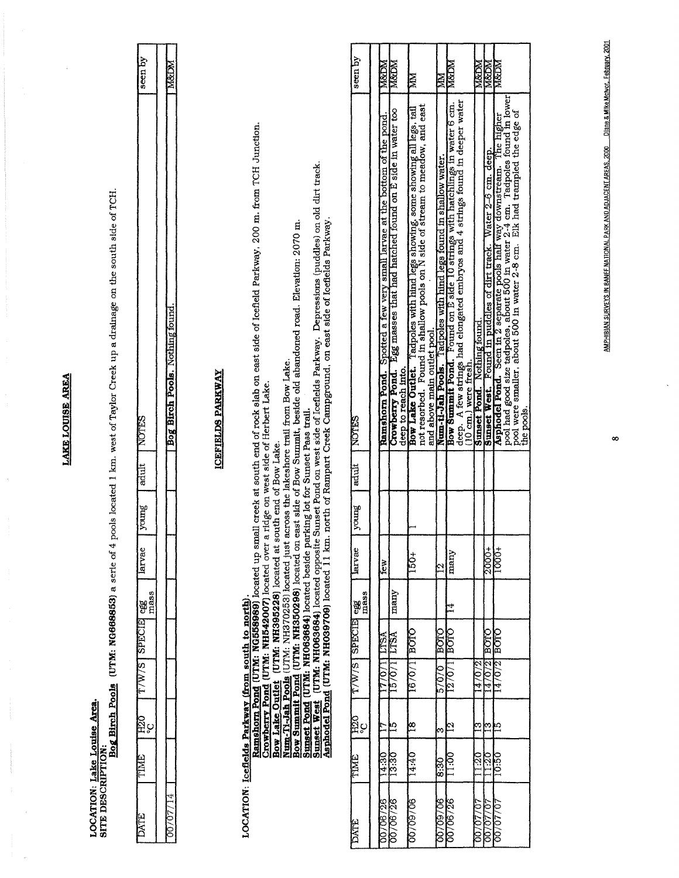# LAKE LOUISE AREA

**LOCATION:** Lake Louise Area.

**SITE DESCRIPTION:**

**Bog Birch Pools** (UTM: NG668853) a serie of 4 pools located 1 km. west of Taylor Creek up a drainage on the south side of TCH.

| DATE | TIME | H2O °C | T/W/S | SPECIE | egg mass | larvae | young | adult | NOTES | seen by |
|---|---|---|---|---|---|---|---|---|---|---|
| | | | | | | | | | | |
| 00/07/14 | | | | | | | | | **Bog Birch Pools.** Nothing found. | M&DM |

# ICEFIELDS PARKWAY

**LOCATION:** Icefields Parkway (from south to north).

**Ramshorn Pond** (UTM: NG558989) located up small creek at south end of rock slab on east side of Icefield Parkway, 200 m. from TCH Junction.
**Crowberry Pond** (UTM: NH542007) located over a ridge on west side of Herbert Lake.
**Bow Lake Outlet** (UTM: NH395228) located at south end of Bow Lake.
**Num-Ti-Jah Pools** (UTM: NH370253) located just across the lakeshore trail from Bow Lake.
**Bow Summit Pond** (UTM: NH350298) located on east side of Bow Summit, beside old abandoned road. Elevation: 2070 m.
**Sunset Pond** (UTM: NH063684) located beside parking lot for Sunset Pass trail.
**Sunset West** (UTM: NH063684) located opposite Sunset Pond on west side of Icefields Parkway. Depressions (puddles) on old dirt track.
**Asphodel Pond** (UTM: NH039709) located 11 km. north of Rampart Creek Campground, on east side of Icefields Parkway.

| DATE | TIME | H2O °C | T/W/S | SPECIE | egg mass | larvae | young | adult | NOTES | seen by |
|---|---|---|---|---|---|---|---|---|---|---|
| | | | | | | | | | | |
| 00/06/26 | 14:30 | 17 | 17/0/1 | LTSA | | few | | | **Ramshorn Pond.** Spotted a few very small larvae at the bottom of the pond. | M&DM |
| 00/06/26 | 13:30 | 15 | 15/0/1 | LTSA | many | | | | **Crowberry Pond.** Egg masses that had hatched found on E side in water too deep to reach into. | M&DM |
| 00/09/06 | 14:40 | 18 | 16/0/1 | BOTO | | 150+ | 1 | | **Bow Lake Outlet.** Tadpoles with hind legs showing, some showing all legs, tail not resorbed. Found in shallow pools on N side of stream to meadow, and east and above main outlet pool. | MM |
| 00/09/06 | 8:30 | 3 | 5/0/0 | BOTO | | 12 | | | **Num-ti-Jah Pools.** Tadpoles with hind legs found in shallow water. | MM |
| 00/06/26 | 11:00 | 12 | 12/0/1 | BOTO | 14 | many | | | **Bow Summit Pond.** Found on E side 10 strings with hatchlings in water 6 cm. deep. A few strings had elongated embryos and 4 strings found in deeper water (10 cm.) were fresh. | M&DM |
| 00/07/07 | 11:20 | 13 | 14/0/2 | | | | | | **Sunset Pond.** Nothing found. | M&DM |
| 00/07/07 | 11:20 | 13 | 14/0/2 | BOTO | | 2000+ | | | **Sunset West.** Found in puddles of dirt track. Water 2-6 cm. deep. | M&DM |
| 00/07/07 | 10:50 | 15 | 14/0/2 | BOTO | | 1000+ | | | **Asphodel Pond.** Seen in 2 separate pools half way downstream. The higher pool had good size tadpoles, about 500 in water 2-4 cm. Tadpoles found in lower pool were smaller, about 500 in water 2-8 cm. Elk had trampled the edge of the pools. | M&DM |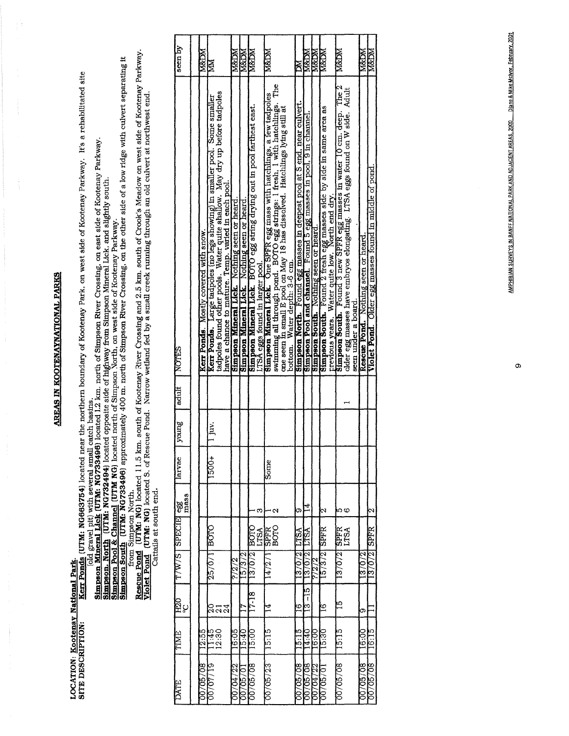## AREAS IN KOOTENAY NATIONAL PARKS

**LOCATION:** Kootenay National Park.

**SITE DESCRIPTION:**

**Kerr Ponds** (UTM: NG663754) located near the northern boundary of Kootenay Park, on west side of Kootenay Parkway. It's a rehabilitated site (old gravel pit) with several small catch basins.

**Simpson Mineral Lick** (UTM: NG733496) located 1.2 km. north of Simpson River Crossing, on east side of Kootenay Parkway.

**Simpson North** (UTM: NG732494) located opposite side of highway from Simpson Mineral Lick, and slightly south.

**Simpson Pool & Channel** (UTM NG) located north of Simpson North, on west side of Kootenay Parkway.

**Simpson South** (UTM: NG733496) approximately 400 m. north of Simpson River Crossing, on the other side of a low ridge with culvert separating it from Simpson North.

**Rescue Pond** (UTM: NG) located 11.5 km. south of Kootenay River Crossing and 2.5 km. south of Crook's Meadow on west side of Kootenay Parkway.

**Violet Pond** (UTM: NG) located S. of Rescue Pond. Narrow wetland fed by a small creek running through an old culvert at northwest end. Cattails at south end.

| DATE | TIME | H2O °C | T/W/S | SPECIE | egg mass | larvae | young | adult | NOTES | seen by |
|---|---|---|---|---|---|---|---|---|---|---|
| 00/05/08 | 12:55 | | | | | | | | **Kerr Ponds**. Mostly covered with snow. | M&DM |
| 00/07/19 | 11:45<br>12:30 | 20<br>21<br>24 | 25/0/1 | BOTO | | 1500+ | 1 juv. | | **Kerr Ponds**. Large tadpoles (no legs showing) in smaller pool. Some smaller tadpoles found other pools. Water quite shallow. May dry up before tadpoles have a chance to mature. Temp. varied in each pool. | MM |
| 00/04/22 | 16:05 | | 7/2/2 | | | | | | **Simpson Mineral Lick**. Nothing seen or heard. | M&DM |
| 00/05/01 | 15:40 | 17 | 15/3/2 | | | | | | **Simpson Mineral Lick**. Nothing seen or heard. | M&DM |
| 00/05/08 | 15:00 | 17-18 | 13/0/2 | BOTO<br>LTSA | 1<br>3 | | | | **Simpson Mineral Lick**. BOTO egg string drying out in pool farthest east. LTSA eggs found in larger pool. | M&DM |
| 00/05/23 | 15:15 | 14 | 14/2/1 | SPFR<br>BOTO | 1<br>2 | Some | | | **Simpson Mineral Lick**. One SPFR egg mass with hatchlings, a few tadpoles swimming all through pond. BOTO egg strings: 1 fresh, 1 with hatchlings. The one seen in small E pool on May 18 has dissolved. Hatchlings lying still at bottom. Water depth: 3-6 cm. | M&DM |
| 00/05/08 | 15:15 | 16 | 13/0/2 | LTSA | 9 | | | | **Simpson North**. Found egg masses in deepest pool at S end, near culvert. | DM |
| 00/05/08 | 14:40 | 13 - 15 | 13/0/2 | LTSA | 14 | | | | **Simpson Pool and channel**. Found 5 egg masses in pool, 9 in channel. | M&DM |
| 00/04/22 | 16:00 | | 7/2/2 | | | | | | **Simpson South**. Nothing seen or heard. | M&DM |
| 00/05/01 | 15:30 | 16 | 15/3/2 | SPFR | 2 | | | | **Simpson South**. Found 2 fresh egg masses side by side in same area as previous years. Water quite low. North end dry. | M&DM |
| 00/05/08 | 15:15 | 15 | 13/0/2 | SPFR<br>LTSA | 5<br>6 | | | 1 | **Simpson South**. Found 3 new SPFR egg masses in water 10 cm. deep. The 2 older egg masses have embryos elongating. LTSA eggs found on W side. Adult seen under a board. | M&DM |
| 00/05/08 | 16:00 | 9 | 13/0/2 | | | | | | **Rescue Pond**. Nothing seen or heard. | M&DM |
| 00/05/08 | 16:15 | 11 | 13/0/2 | SPFR | 2 | | | | **Violet Pond**. Older egg masses found in middle of pond. | M&DM |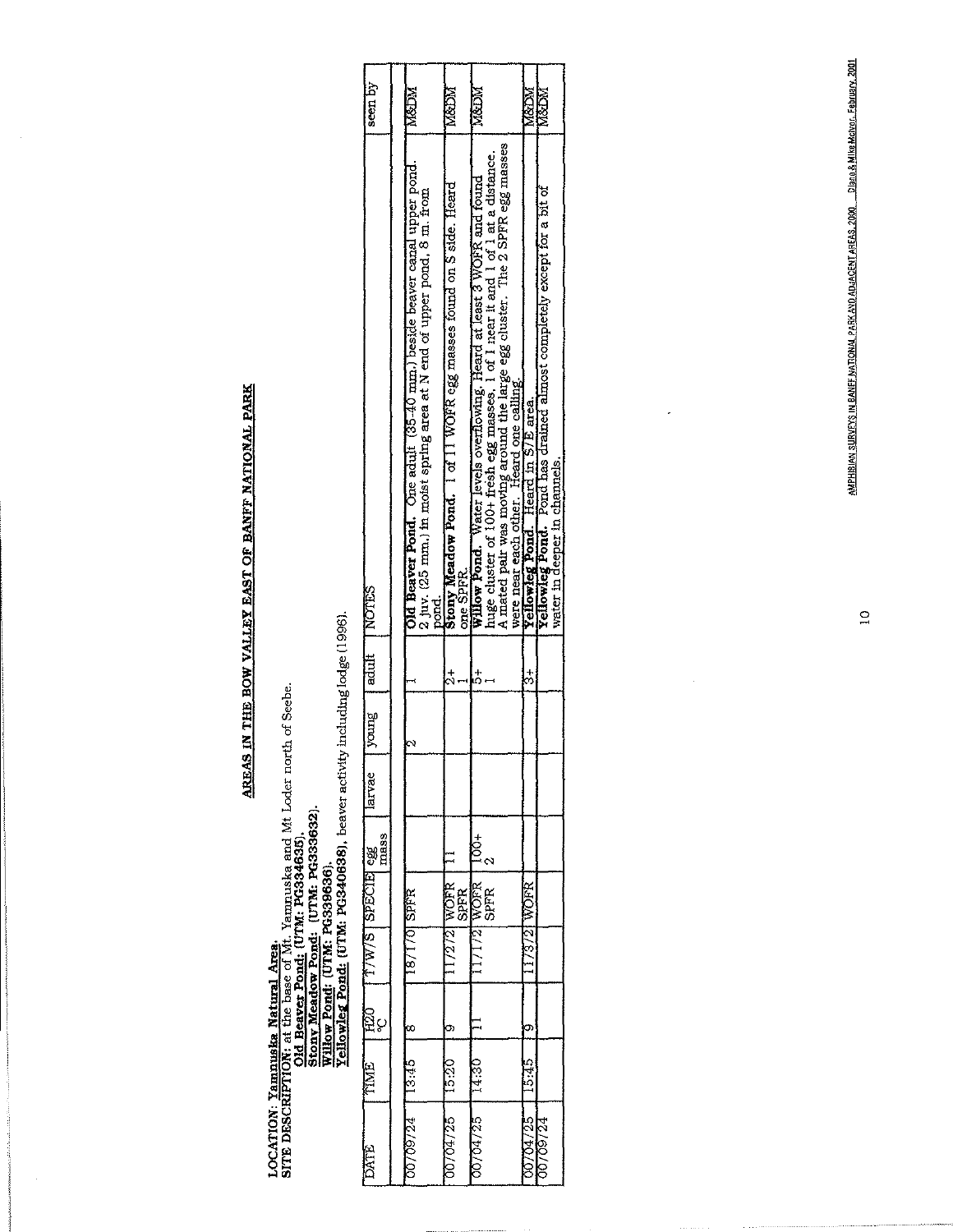## AREAS IN THE BOW VALLEY EAST OF BANFF NATIONAL PARK

**LOCATION:** **Yamnuska Natural Area.**
**SITE DESCRIPTION:** at the base of Mt. Yamnuska and Mt Loder north of Seebe.
**Old Beaver Pond: (UTM: PG334635).**
**Stony Meadow Pond: (UTM: PG333632).**
**Willow Pond: (UTM: PG339636).**
**Yellowleg Pond: (UTM: PG340638)**, beaver activity including lodge (1996).

| DATE | TIME | H20 °C | T/W/S | SPECIE | egg mass | larvae | young | adult | NOTES | seen by |
|---|---|---|---|---|---|---|---|---|---|---|
| 00/09/24 | 13:45 | 8 | 18/1/0 | SPFR | | | 2 | 1 | **Old Beaver Pond.** One adult (35-40 mm.) beside beaver canal upper pond. 2 juv. (25 mm.) in moist spring area at N end of upper pond, 8 m. from pond. | M&DM |
| 00/04/25 | 15:20 | 9 | 11/2/2 | WOFR<br>SPFR | 11 | | | 2+<br>1 | **Stony Meadow Pond.** 1 of 11 WOFR egg masses found on S side. Heard one SPFR. | M&DM |
| 00/04/25 | 14:30 | 11 | 11/1/2 | WOFR<br>SPFR | 100+<br>2 | | | 5+<br>1 | **Willow Pond.** Water levels overflowing. Heard at least 3 WOFR and found huge cluster of 100+ fresh egg masses, 1 of 1 near it and 1 of 1 at a distance. A mated pair was moving around the large egg cluster. The 2 SPFR egg masses were near each other. Heard one calling. | M&DM |
| 00/04/25 | 15:45 | 9 | 11/3/2 | WOFR | | | | 3+ | **Yellowleg Pond.** Heard in S/E area. | M&DM |
| 00/09/24 | | | | | | | | | **Yellowleg Pond.** Pond has drained almost completely except for a bit of water in deeper in channels. | M&DM |